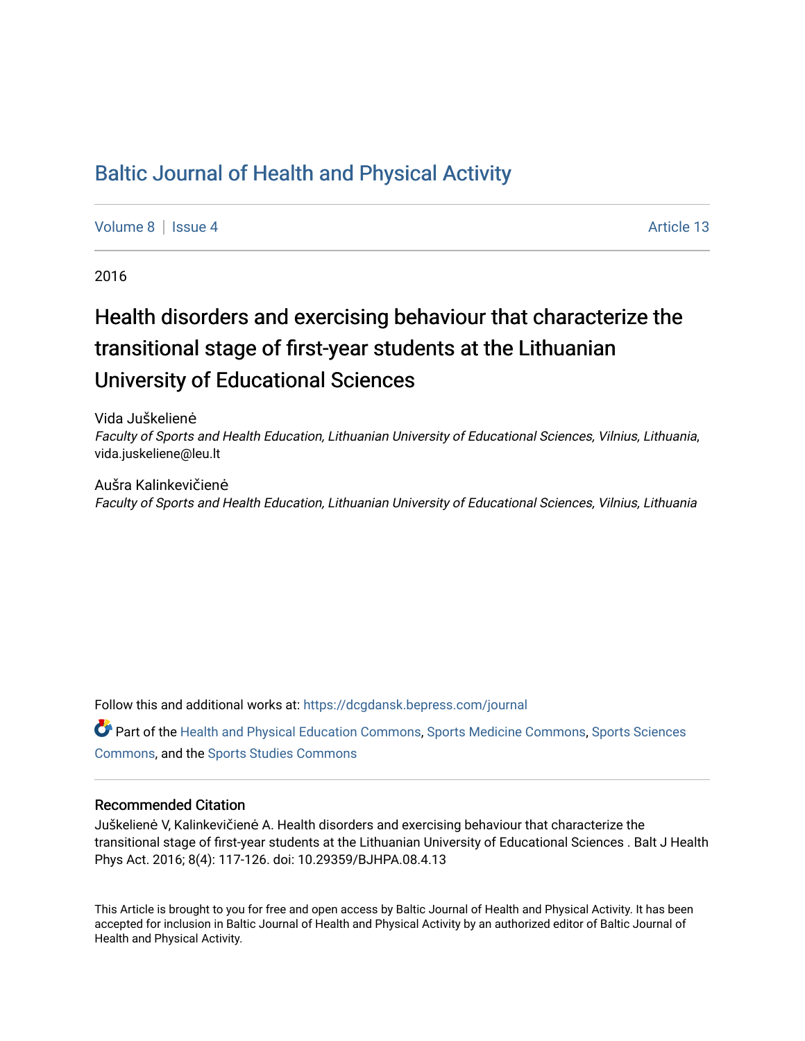# Baltic Journal of Health and Physical Activity

Volume 8 | Issue 4 Article 13

2016

## Health disorders and exercising behaviour that characterize the transitional stage of first-year students at the Lithuanian University of Educational Sciences

Vida Juškelienė
*Faculty of Sports and Health Education, Lithuanian University of Educational Sciences, Vilnius, Lithuania*, vida.juskeliene@leu.lt

Aušra Kalinkevičienė
*Faculty of Sports and Health Education, Lithuanian University of Educational Sciences, Vilnius, Lithuania*

Follow this and additional works at: https://dcgdansk.bepress.com/journal

Part of the Health and Physical Education Commons, Sports Medicine Commons, Sports Sciences Commons, and the Sports Studies Commons

### Recommended Citation

Juškelienė V, Kalinkevičienė A. Health disorders and exercising behaviour that characterize the transitional stage of first-year students at the Lithuanian University of Educational Sciences . Balt J Health Phys Act. 2016; 8(4): 117-126. doi: 10.29359/BJHPA.08.4.13

This Article is brought to you for free and open access by Baltic Journal of Health and Physical Activity. It has been accepted for inclusion in Baltic Journal of Health and Physical Activity by an authorized editor of Baltic Journal of Health and Physical Activity.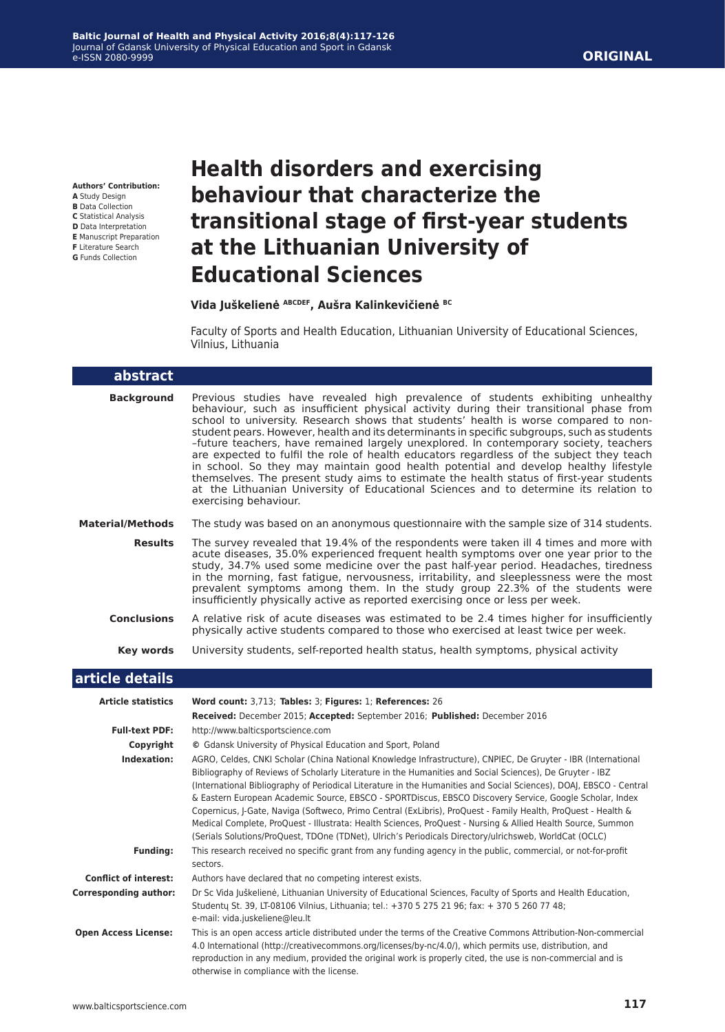**ORIGINAL**

**Authors' Contribution:**
**A** Study Design
**B** Data Collection
**C** Statistical Analysis
**D** Data Interpretation
**E** Manuscript Preparation
**F** Literature Search
**G** Funds Collection

# Health disorders and exercising behaviour that characterize the transitional stage of first-year students at the Lithuanian University of Educational Sciences

**Vida Juškelienė** [ABCDEF], **Aušra Kalinkevičienė** [BC]

Faculty of Sports and Health Education, Lithuanian University of Educational Sciences, Vilnius, Lithuania

## abstract

**Background** Previous studies have revealed high prevalence of students exhibiting unhealthy behaviour, such as insufficient physical activity during their transitional phase from school to university. Research shows that students' health is worse compared to non-student pears. However, health and its determinants in specific subgroups, such as students –future teachers, have remained largely unexplored. In contemporary society, teachers are expected to fulfil the role of health educators regardless of the subject they teach in school. So they may maintain good health potential and develop healthy lifestyle themselves. The present study aims to estimate the health status of first-year students at the Lithuanian University of Educational Sciences and to determine its relation to exercising behaviour.

**Material/Methods** The study was based on an anonymous questionnaire with the sample size of 314 students.

**Results** The survey revealed that 19.4% of the respondents were taken ill 4 times and more with acute diseases, 35.0% experienced frequent health symptoms over one year prior to the study, 34.7% used some medicine over the past half-year period. Headaches, tiredness in the morning, fast fatigue, nervousness, irritability, and sleeplessness were the most prevalent symptoms among them. In the study group 22.3% of the students were insufficiently physically active as reported exercising once or less per week.

**Conclusions** A relative risk of acute diseases was estimated to be 2.4 times higher for insufficiently physically active students compared to those who exercised at least twice per week.

**Key words** University students, self-reported health status, health symptoms, physical activity

## article details

**Article statistics** **Word count:** 3,713; **Tables:** 3; **Figures:** 1; **References:** 26
**Received:** December 2015; **Accepted:** September 2016; **Published:** December 2016

**Full-text PDF:** http://www.balticsportscience.com

**Copyright** © Gdansk University of Physical Education and Sport, Poland

**Indexation:** AGRO, Celdes, CNKI Scholar (China National Knowledge Infrastructure), CNPIEC, De Gruyter - IBR (International Bibliography of Reviews of Scholarly Literature in the Humanities and Social Sciences), De Gruyter - IBZ (International Bibliography of Periodical Literature in the Humanities and Social Sciences), DOAJ, EBSCO - Central & Eastern European Academic Source, EBSCO - SPORTDiscus, EBSCO Discovery Service, Google Scholar, Index Copernicus, J-Gate, Naviga (Softweco, Primo Central (ExLibris), ProQuest - Family Health, ProQuest - Health & Medical Complete, ProQuest - Illustrata: Health Sciences, ProQuest - Nursing & Allied Health Source, Summon (Serials Solutions/ProQuest, TDOne (TDNet), Ulrich's Periodicals Directory/ulrichsweb, WorldCat (OCLC)

**Funding:** This research received no specific grant from any funding agency in the public, commercial, or not-for-profit sectors.

**Conflict of interest:** Authors have declared that no competing interest exists.

**Corresponding author:** Dr Sc Vida Juškelienė, Lithuanian University of Educational Sciences, Faculty of Sports and Health Education, Studentų St. 39, LT-08106 Vilnius, Lithuania; tel.: +370 5 275 21 96; fax: + 370 5 260 77 48; e-mail: vida.juskeliene@leu.lt

**Open Access License:** This is an open access article distributed under the terms of the Creative Commons Attribution-Non-commercial 4.0 International (http://creativecommons.org/licenses/by-nc/4.0/), which permits use, distribution, and reproduction in any medium, provided the original work is properly cited, the use is non-commercial and is otherwise in compliance with the license.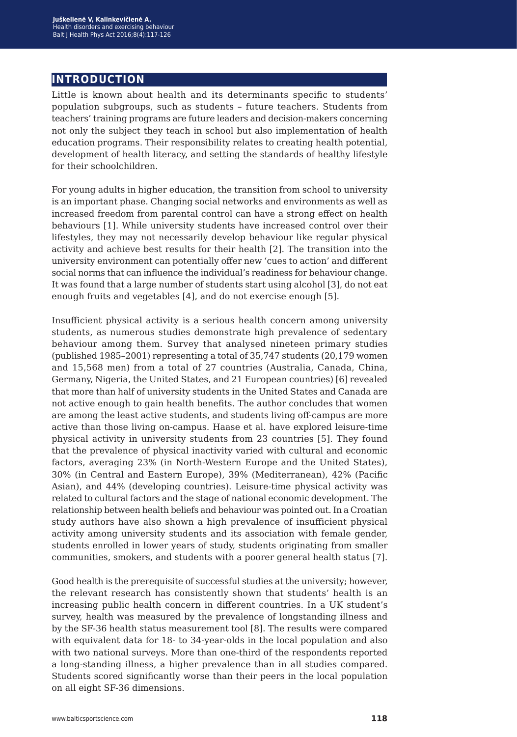## INTRODUCTION

Little is known about health and its determinants specific to students' population subgroups, such as students – future teachers. Students from teachers' training programs are future leaders and decision-makers concerning not only the subject they teach in school but also implementation of health education programs. Their responsibility relates to creating health potential, development of health literacy, and setting the standards of healthy lifestyle for their schoolchildren.

For young adults in higher education, the transition from school to university is an important phase. Changing social networks and environments as well as increased freedom from parental control can have a strong effect on health behaviours [1]. While university students have increased control over their lifestyles, they may not necessarily develop behaviour like regular physical activity and achieve best results for their health [2]. The transition into the university environment can potentially offer new 'cues to action' and different social norms that can influence the individual's readiness for behaviour change. It was found that a large number of students start using alcohol [3], do not eat enough fruits and vegetables [4], and do not exercise enough [5].

Insufficient physical activity is a serious health concern among university students, as numerous studies demonstrate high prevalence of sedentary behaviour among them. Survey that analysed nineteen primary studies (published 1985–2001) representing a total of 35,747 students (20,179 women and 15,568 men) from a total of 27 countries (Australia, Canada, China, Germany, Nigeria, the United States, and 21 European countries) [6] revealed that more than half of university students in the United States and Canada are not active enough to gain health benefits. The author concludes that women are among the least active students, and students living off-campus are more active than those living on-campus. Haase et al. have explored leisure-time physical activity in university students from 23 countries [5]. They found that the prevalence of physical inactivity varied with cultural and economic factors, averaging 23% (in North-Western Europe and the United States), 30% (in Central and Eastern Europe), 39% (Mediterranean), 42% (Pacific Asian), and 44% (developing countries). Leisure-time physical activity was related to cultural factors and the stage of national economic development. The relationship between health beliefs and behaviour was pointed out. In a Croatian study authors have also shown a high prevalence of insufficient physical activity among university students and its association with female gender, students enrolled in lower years of study, students originating from smaller communities, smokers, and students with a poorer general health status [7].

Good health is the prerequisite of successful studies at the university; however, the relevant research has consistently shown that students' health is an increasing public health concern in different countries. In a UK student's survey, health was measured by the prevalence of longstanding illness and by the SF-36 health status measurement tool [8]. The results were compared with equivalent data for 18- to 34-year-olds in the local population and also with two national surveys. More than one-third of the respondents reported a long-standing illness, a higher prevalence than in all studies compared. Students scored significantly worse than their peers in the local population on all eight SF-36 dimensions.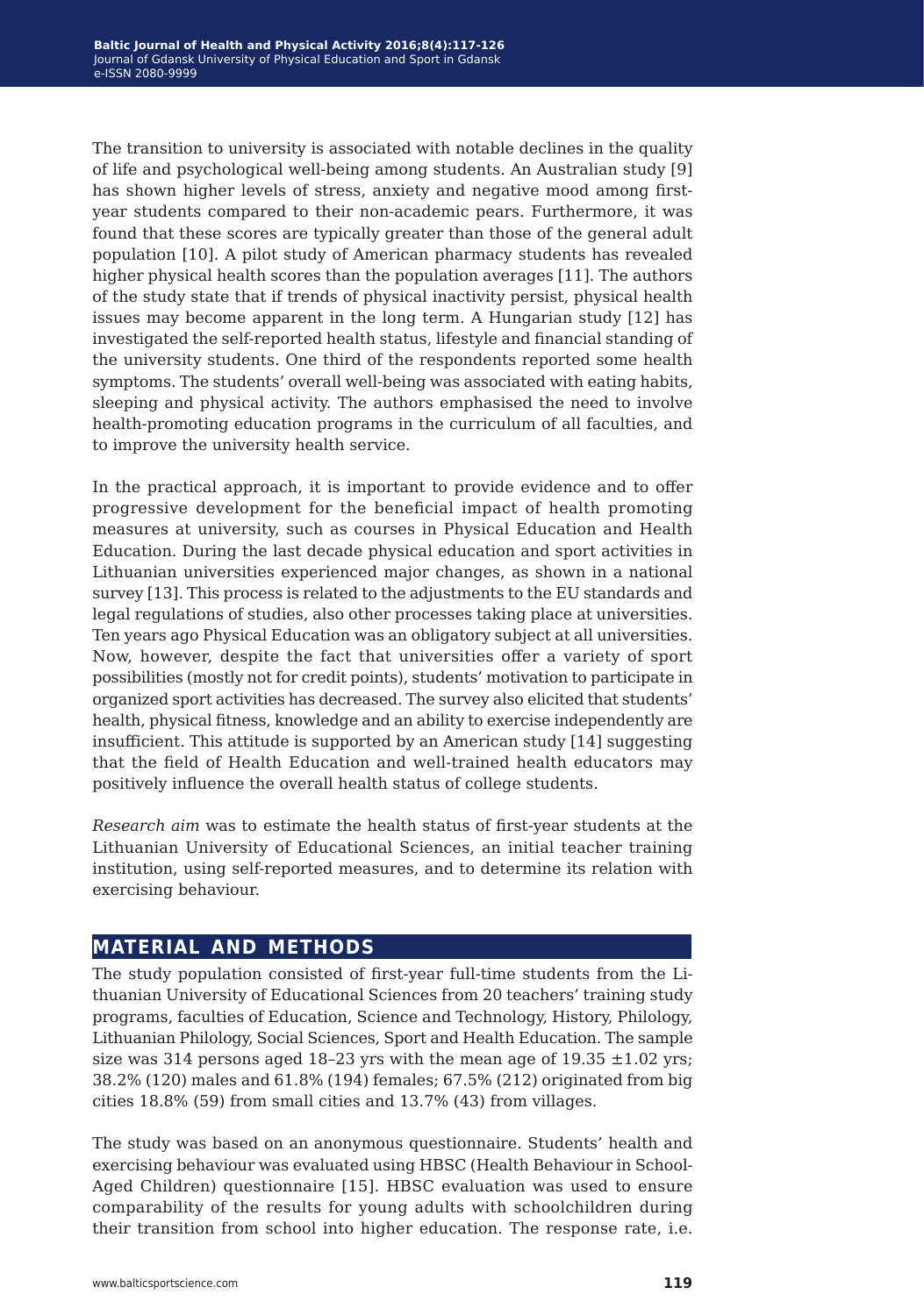The transition to university is associated with notable declines in the quality of life and psychological well-being among students. An Australian study [9] has shown higher levels of stress, anxiety and negative mood among first-year students compared to their non-academic pears. Furthermore, it was found that these scores are typically greater than those of the general adult population [10]. A pilot study of American pharmacy students has revealed higher physical health scores than the population averages [11]. The authors of the study state that if trends of physical inactivity persist, physical health issues may become apparent in the long term. A Hungarian study [12] has investigated the self-reported health status, lifestyle and financial standing of the university students. One third of the respondents reported some health symptoms. The students' overall well-being was associated with eating habits, sleeping and physical activity. The authors emphasised the need to involve health-promoting education programs in the curriculum of all faculties, and to improve the university health service.

In the practical approach, it is important to provide evidence and to offer progressive development for the beneficial impact of health promoting measures at university, such as courses in Physical Education and Health Education. During the last decade physical education and sport activities in Lithuanian universities experienced major changes, as shown in a national survey [13]. This process is related to the adjustments to the EU standards and legal regulations of studies, also other processes taking place at universities. Ten years ago Physical Education was an obligatory subject at all universities. Now, however, despite the fact that universities offer a variety of sport possibilities (mostly not for credit points), students' motivation to participate in organized sport activities has decreased. The survey also elicited that students' health, physical fitness, knowledge and an ability to exercise independently are insufficient. This attitude is supported by an American study [14] suggesting that the field of Health Education and well-trained health educators may positively influence the overall health status of college students.

*Research aim* was to estimate the health status of first-year students at the Lithuanian University of Educational Sciences, an initial teacher training institution, using self-reported measures, and to determine its relation with exercising behaviour.

## MATERIAL AND METHODS

The study population consisted of first-year full-time students from the Lithuanian University of Educational Sciences from 20 teachers' training study programs, faculties of Education, Science and Technology, History, Philology, Lithuanian Philology, Social Sciences, Sport and Health Education. The sample size was 314 persons aged 18–23 yrs with the mean age of 19.35 ±1.02 yrs; 38.2% (120) males and 61.8% (194) females; 67.5% (212) originated from big cities 18.8% (59) from small cities and 13.7% (43) from villages.

The study was based on an anonymous questionnaire. Students' health and exercising behaviour was evaluated using HBSC (Health Behaviour in School-Aged Children) questionnaire [15]. HBSC evaluation was used to ensure comparability of the results for young adults with schoolchildren during their transition from school into higher education. The response rate, i.e.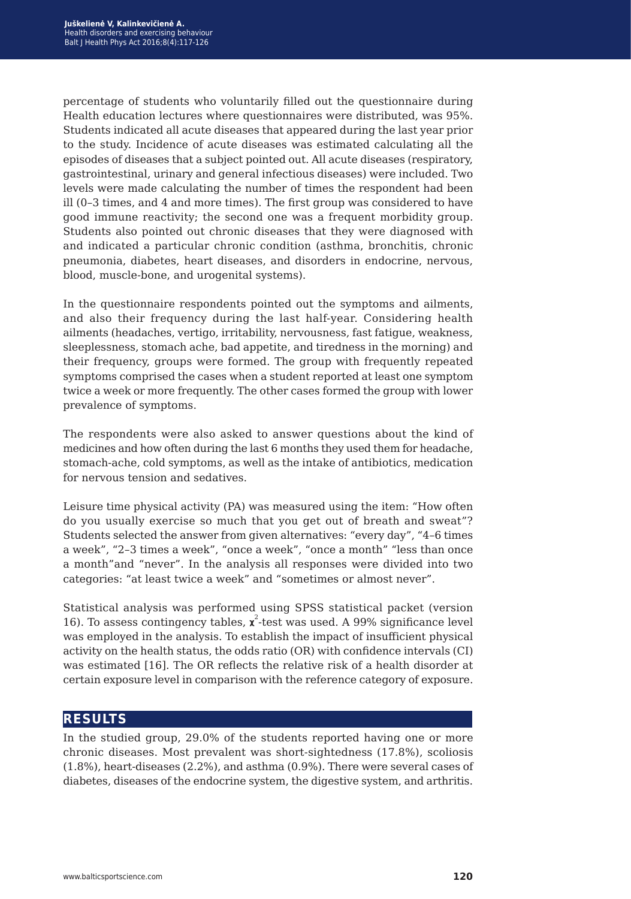percentage of students who voluntarily filled out the questionnaire during Health education lectures where questionnaires were distributed, was 95%. Students indicated all acute diseases that appeared during the last year prior to the study. Incidence of acute diseases was estimated calculating all the episodes of diseases that a subject pointed out. All acute diseases (respiratory, gastrointestinal, urinary and general infectious diseases) were included. Two levels were made calculating the number of times the respondent had been ill (0–3 times, and 4 and more times). The first group was considered to have good immune reactivity; the second one was a frequent morbidity group. Students also pointed out chronic diseases that they were diagnosed with and indicated a particular chronic condition (asthma, bronchitis, chronic pneumonia, diabetes, heart diseases, and disorders in endocrine, nervous, blood, muscle-bone, and urogenital systems).

In the questionnaire respondents pointed out the symptoms and ailments, and also their frequency during the last half-year. Considering health ailments (headaches, vertigo, irritability, nervousness, fast fatigue, weakness, sleeplessness, stomach ache, bad appetite, and tiredness in the morning) and their frequency, groups were formed. The group with frequently repeated symptoms comprised the cases when a student reported at least one symptom twice a week or more frequently. The other cases formed the group with lower prevalence of symptoms.

The respondents were also asked to answer questions about the kind of medicines and how often during the last 6 months they used them for headache, stomach-ache, cold symptoms, as well as the intake of antibiotics, medication for nervous tension and sedatives.

Leisure time physical activity (PA) was measured using the item: "How often do you usually exercise so much that you get out of breath and sweat"? Students selected the answer from given alternatives: "every day", "4–6 times a week", "2–3 times a week", "once a week", "once a month" "less than once a month"and "never". In the analysis all responses were divided into two categories: "at least twice a week" and "sometimes or almost never".

Statistical analysis was performed using SPSS statistical packet (version 16). To assess contingency tables, $\chi^2$-test was used. A 99% significance level was employed in the analysis. To establish the impact of insufficient physical activity on the health status, the odds ratio (OR) with confidence intervals (CI) was estimated [16]. The OR reflects the relative risk of a health disorder at certain exposure level in comparison with the reference category of exposure.

## RESULTS

In the studied group, 29.0% of the students reported having one or more chronic diseases. Most prevalent was short-sightedness (17.8%), scoliosis (1.8%), heart-diseases (2.2%), and asthma (0.9%). There were several cases of diabetes, diseases of the endocrine system, the digestive system, and arthritis.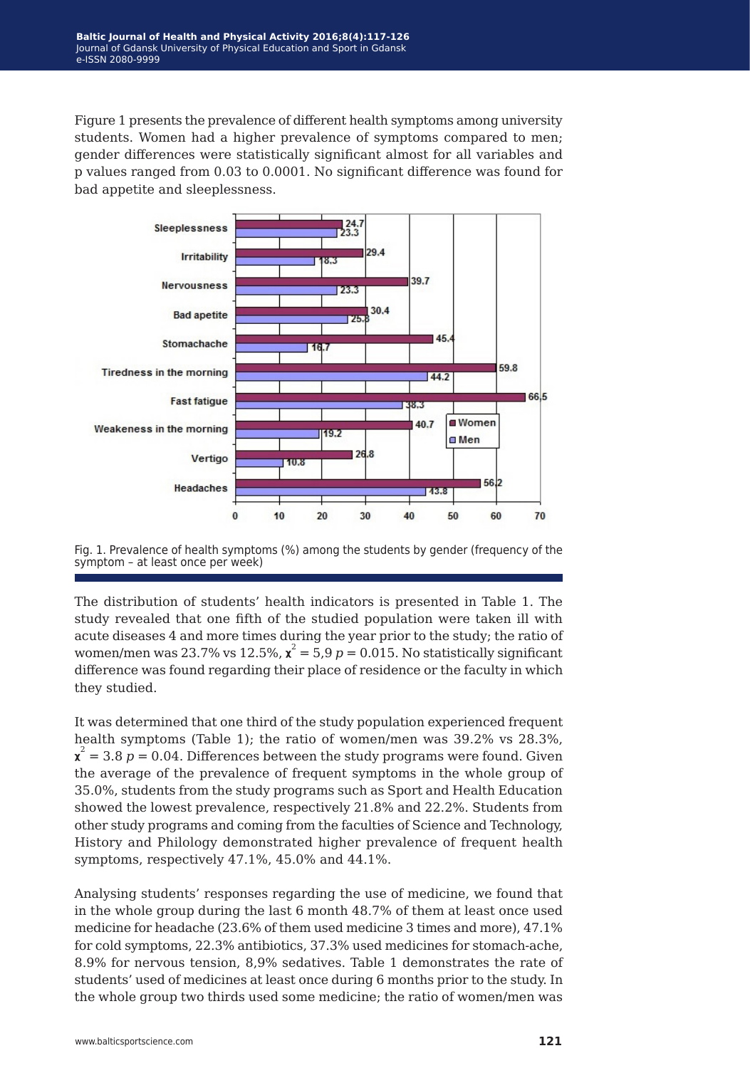Figure 1 presents the prevalence of different health symptoms among university students. Women had a higher prevalence of symptoms compared to men; gender differences were statistically significant almost for all variables and p values ranged from 0.03 to 0.0001. No significant difference was found for bad appetite and sleeplessness.

Fig. 1. Prevalence of health symptoms (%) among the students by gender (frequency of the symptom – at least once per week)

The distribution of students' health indicators is presented in Table 1. The study revealed that one fifth of the studied population were taken ill with acute diseases 4 and more times during the year prior to the study; the ratio of women/men was 23.7% vs 12.5%, $\chi^2 = 5{,}9$ $p = 0.015$. No statistically significant difference was found regarding their place of residence or the faculty in which they studied.

It was determined that one third of the study population experienced frequent health symptoms (Table 1); the ratio of women/men was 39.2% vs 28.3%, $\chi^2 = 3.8$ $p = 0.04$. Differences between the study programs were found. Given the average of the prevalence of frequent symptoms in the whole group of 35.0%, students from the study programs such as Sport and Health Education showed the lowest prevalence, respectively 21.8% and 22.2%. Students from other study programs and coming from the faculties of Science and Technology, History and Philology demonstrated higher prevalence of frequent health symptoms, respectively 47.1%, 45.0% and 44.1%.

Analysing students' responses regarding the use of medicine, we found that in the whole group during the last 6 month 48.7% of them at least once used medicine for headache (23.6% of them used medicine 3 times and more), 47.1% for cold symptoms, 22.3% antibiotics, 37.3% used medicines for stomach-ache, 8.9% for nervous tension, 8,9% sedatives. Table 1 demonstrates the rate of students' used of medicines at least once during 6 months prior to the study. In the whole group two thirds used some medicine; the ratio of women/men was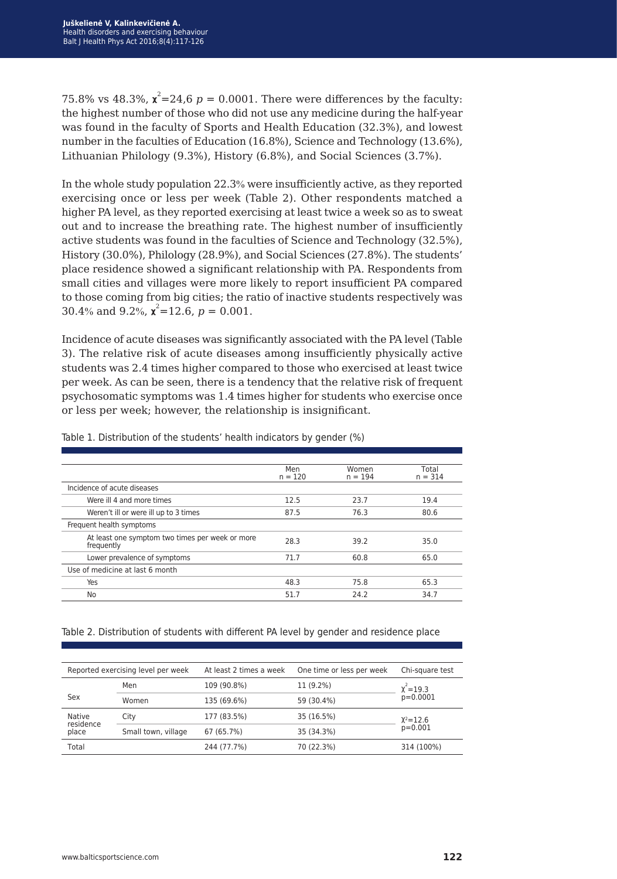75.8% vs 48.3%, $\chi^2$=24,6 $p$ = 0.0001. There were differences by the faculty: the highest number of those who did not use any medicine during the half-year was found in the faculty of Sports and Health Education (32.3%), and lowest number in the faculties of Education (16.8%), Science and Technology (13.6%), Lithuanian Philology (9.3%), History (6.8%), and Social Sciences (3.7%).

In the whole study population 22.3% were insufficiently active, as they reported exercising once or less per week (Table 2). Other respondents matched a higher PA level, as they reported exercising at least twice a week so as to sweat out and to increase the breathing rate. The highest number of insufficiently active students was found in the faculties of Science and Technology (32.5%), History (30.0%), Philology (28.9%), and Social Sciences (27.8%). The students' place residence showed a significant relationship with PA. Respondents from small cities and villages were more likely to report insufficient PA compared to those coming from big cities; the ratio of inactive students respectively was 30.4% and 9.2%, $\chi^2$=12.6, $p$ = 0.001.

Incidence of acute diseases was significantly associated with the PA level (Table 3). The relative risk of acute diseases among insufficiently physically active students was 2.4 times higher compared to those who exercised at least twice per week. As can be seen, there is a tendency that the relative risk of frequent psychosomatic symptoms was 1.4 times higher for students who exercise once or less per week; however, the relationship is insignificant.

Table 1. Distribution of the students' health indicators by gender (%)

| | Men n = 120 | Women n = 194 | Total n = 314 |
|---|---|---|---|
| Incidence of acute diseases | | | |
| Were ill 4 and more times | 12.5 | 23.7 | 19.4 |
| Weren't ill or were ill up to 3 times | 87.5 | 76.3 | 80.6 |
| Frequent health symptoms | | | |
| At least one symptom two times per week or more frequently | 28.3 | 39.2 | 35.0 |
| Lower prevalence of symptoms | 71.7 | 60.8 | 65.0 |
| Use of medicine at last 6 month | | | |
| Yes | 48.3 | 75.8 | 65.3 |
| No | 51.7 | 24.2 | 34.7 |

Table 2. Distribution of students with different PA level by gender and residence place

| Reported exercising level per week | | At least 2 times a week | One time or less per week | Chi-square test |
|---|---|---|---|---|
| Sex | Men | 109 (90.8%) | 11 (9.2%) | $\chi^2$=19.3 p=0.0001 |
| | Women | 135 (69.6%) | 59 (30.4%) | |
| Native residence place | City | 177 (83.5%) | 35 (16.5%) | $\chi^2$=12.6 p=0.001 |
| | Small town, village | 67 (65.7%) | 35 (34.3%) | |
| Total | | 244 (77.7%) | 70 (22.3%) | 314 (100%) |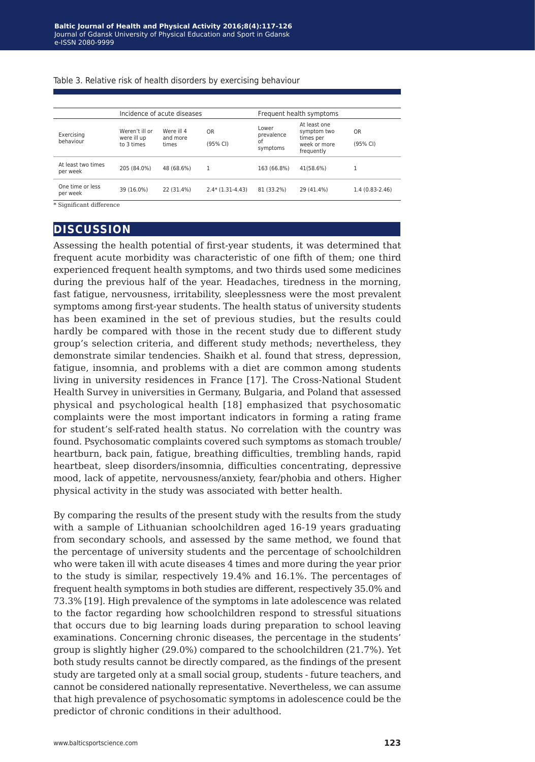Table 3. Relative risk of health disorders by exercising behaviour

| Exercising behaviour | Incidence of acute diseases | | | Frequent health symptoms | | |
|---|---|---|---|---|---|---|
| | Weren't ill or were ill up to 3 times | Were ill 4 and more times | OR (95% CI) | Lower prevalence of symptoms | At least one symptom two times per week or more frequently | OR (95% CI) |
| At least two times per week | 205 (84.0%) | 48 (68.6%) | 1 | 163 (66.8%) | 41(58.6%) | 1 |
| One time or less per week | 39 (16.0%) | 22 (31.4%) | 2.4* (1.31-4.43) | 81 (33.2%) | 29 (41.4%) | 1.4 (0.83-2.46) |

* Significant difference

## DISCUSSION

Assessing the health potential of first-year students, it was determined that frequent acute morbidity was characteristic of one fifth of them; one third experienced frequent health symptoms, and two thirds used some medicines during the previous half of the year. Headaches, tiredness in the morning, fast fatigue, nervousness, irritability, sleeplessness were the most prevalent symptoms among first-year students. The health status of university students has been examined in the set of previous studies, but the results could hardly be compared with those in the recent study due to different study group's selection criteria, and different study methods; nevertheless, they demonstrate similar tendencies. Shaikh et al. found that stress, depression, fatigue, insomnia, and problems with a diet are common among students living in university residences in France [17]. The Cross-National Student Health Survey in universities in Germany, Bulgaria, and Poland that assessed physical and psychological health [18] emphasized that psychosomatic complaints were the most important indicators in forming a rating frame for student's self-rated health status. No correlation with the country was found. Psychosomatic complaints covered such symptoms as stomach trouble/ heartburn, back pain, fatigue, breathing difficulties, trembling hands, rapid heartbeat, sleep disorders/insomnia, difficulties concentrating, depressive mood, lack of appetite, nervousness/anxiety, fear/phobia and others. Higher physical activity in the study was associated with better health.

By comparing the results of the present study with the results from the study with a sample of Lithuanian schoolchildren aged 16-19 years graduating from secondary schools, and assessed by the same method, we found that the percentage of university students and the percentage of schoolchildren who were taken ill with acute diseases 4 times and more during the year prior to the study is similar, respectively 19.4% and 16.1%. The percentages of frequent health symptoms in both studies are different, respectively 35.0% and 73.3% [19]. High prevalence of the symptoms in late adolescence was related to the factor regarding how schoolchildren respond to stressful situations that occurs due to big learning loads during preparation to school leaving examinations. Concerning chronic diseases, the percentage in the students' group is slightly higher (29.0%) compared to the schoolchildren (21.7%). Yet both study results cannot be directly compared, as the findings of the present study are targeted only at a small social group, students - future teachers, and cannot be considered nationally representative. Nevertheless, we can assume that high prevalence of psychosomatic symptoms in adolescence could be the predictor of chronic conditions in their adulthood.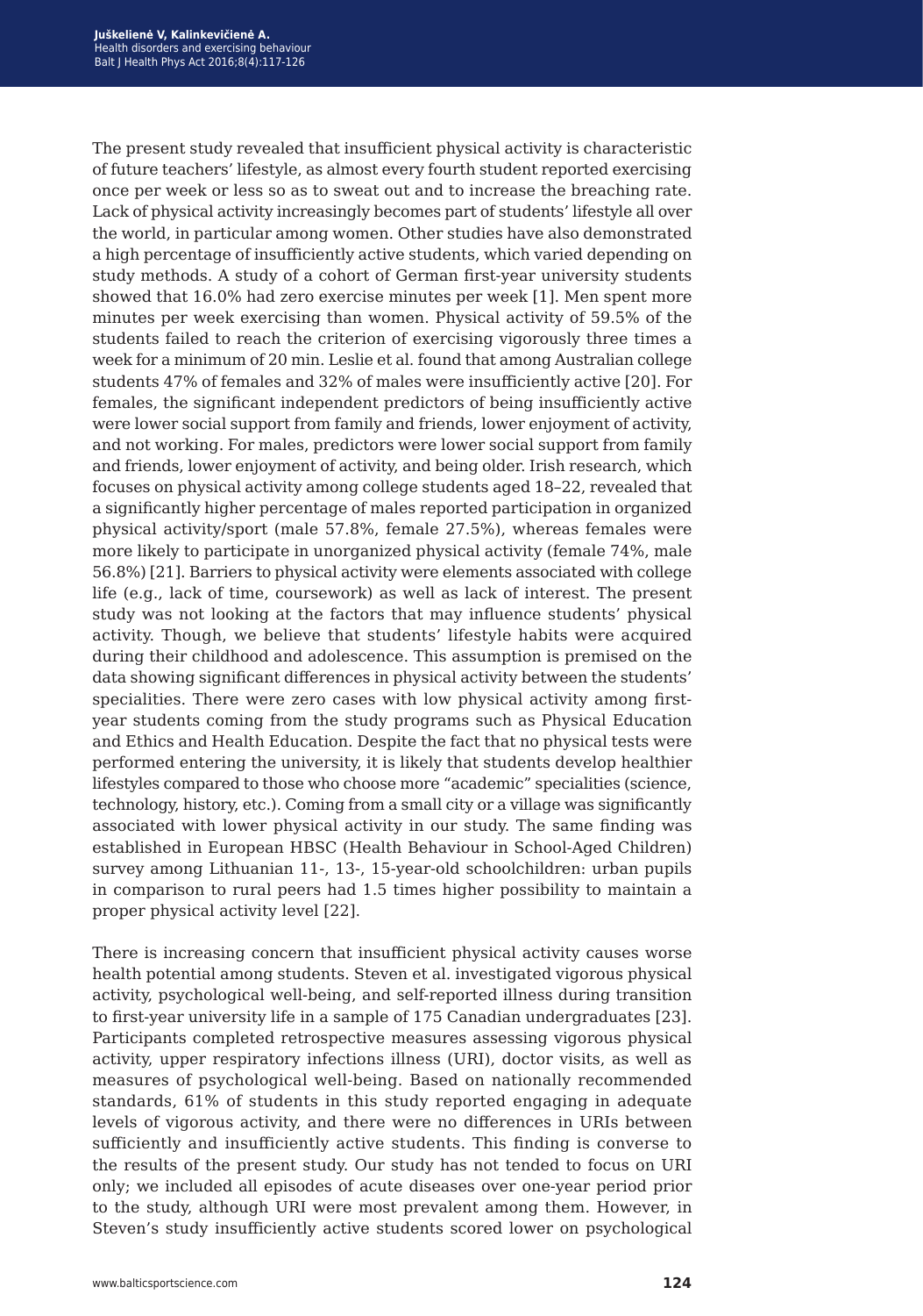The present study revealed that insufficient physical activity is characteristic of future teachers' lifestyle, as almost every fourth student reported exercising once per week or less so as to sweat out and to increase the breaching rate. Lack of physical activity increasingly becomes part of students' lifestyle all over the world, in particular among women. Other studies have also demonstrated a high percentage of insufficiently active students, which varied depending on study methods. A study of a cohort of German first-year university students showed that 16.0% had zero exercise minutes per week [1]. Men spent more minutes per week exercising than women. Physical activity of 59.5% of the students failed to reach the criterion of exercising vigorously three times a week for a minimum of 20 min. Leslie et al. found that among Australian college students 47% of females and 32% of males were insufficiently active [20]. For females, the significant independent predictors of being insufficiently active were lower social support from family and friends, lower enjoyment of activity, and not working. For males, predictors were lower social support from family and friends, lower enjoyment of activity, and being older. Irish research, which focuses on physical activity among college students aged 18–22, revealed that a significantly higher percentage of males reported participation in organized physical activity/sport (male 57.8%, female 27.5%), whereas females were more likely to participate in unorganized physical activity (female 74%, male 56.8%) [21]. Barriers to physical activity were elements associated with college life (e.g., lack of time, coursework) as well as lack of interest. The present study was not looking at the factors that may influence students' physical activity. Though, we believe that students' lifestyle habits were acquired during their childhood and adolescence. This assumption is premised on the data showing significant differences in physical activity between the students' specialities. There were zero cases with low physical activity among first-year students coming from the study programs such as Physical Education and Ethics and Health Education. Despite the fact that no physical tests were performed entering the university, it is likely that students develop healthier lifestyles compared to those who choose more "academic" specialities (science, technology, history, etc.). Coming from a small city or a village was significantly associated with lower physical activity in our study. The same finding was established in European HBSC (Health Behaviour in School-Aged Children) survey among Lithuanian 11-, 13-, 15-year-old schoolchildren: urban pupils in comparison to rural peers had 1.5 times higher possibility to maintain a proper physical activity level [22].

There is increasing concern that insufficient physical activity causes worse health potential among students. Steven et al. investigated vigorous physical activity, psychological well-being, and self-reported illness during transition to first-year university life in a sample of 175 Canadian undergraduates [23]. Participants completed retrospective measures assessing vigorous physical activity, upper respiratory infections illness (URI), doctor visits, as well as measures of psychological well-being. Based on nationally recommended standards, 61% of students in this study reported engaging in adequate levels of vigorous activity, and there were no differences in URIs between sufficiently and insufficiently active students. This finding is converse to the results of the present study. Our study has not tended to focus on URI only; we included all episodes of acute diseases over one-year period prior to the study, although URI were most prevalent among them. However, in Steven's study insufficiently active students scored lower on psychological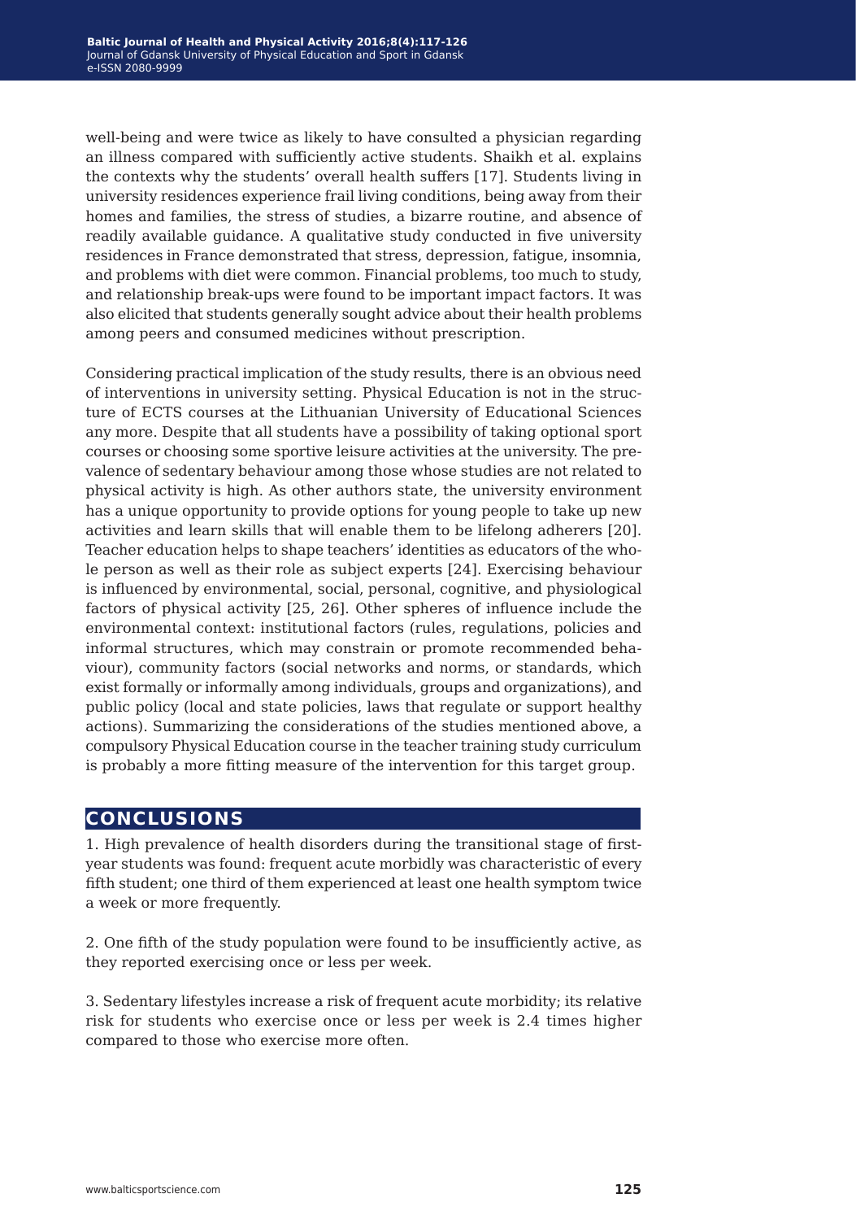well-being and were twice as likely to have consulted a physician regarding an illness compared with sufficiently active students. Shaikh et al. explains the contexts why the students' overall health suffers [17]. Students living in university residences experience frail living conditions, being away from their homes and families, the stress of studies, a bizarre routine, and absence of readily available guidance. A qualitative study conducted in five university residences in France demonstrated that stress, depression, fatigue, insomnia, and problems with diet were common. Financial problems, too much to study, and relationship break-ups were found to be important impact factors. It was also elicited that students generally sought advice about their health problems among peers and consumed medicines without prescription.

Considering practical implication of the study results, there is an obvious need of interventions in university setting. Physical Education is not in the structure of ECTS courses at the Lithuanian University of Educational Sciences any more. Despite that all students have a possibility of taking optional sport courses or choosing some sportive leisure activities at the university. The prevalence of sedentary behaviour among those whose studies are not related to physical activity is high. As other authors state, the university environment has a unique opportunity to provide options for young people to take up new activities and learn skills that will enable them to be lifelong adherers [20]. Teacher education helps to shape teachers' identities as educators of the whole person as well as their role as subject experts [24]. Exercising behaviour is influenced by environmental, social, personal, cognitive, and physiological factors of physical activity [25, 26]. Other spheres of influence include the environmental context: institutional factors (rules, regulations, policies and informal structures, which may constrain or promote recommended behaviour), community factors (social networks and norms, or standards, which exist formally or informally among individuals, groups and organizations), and public policy (local and state policies, laws that regulate or support healthy actions). Summarizing the considerations of the studies mentioned above, a compulsory Physical Education course in the teacher training study curriculum is probably a more fitting measure of the intervention for this target group.

## CONCLUSIONS

1. High prevalence of health disorders during the transitional stage of first-year students was found: frequent acute morbidly was characteristic of every fifth student; one third of them experienced at least one health symptom twice a week or more frequently.

2. One fifth of the study population were found to be insufficiently active, as they reported exercising once or less per week.

3. Sedentary lifestyles increase a risk of frequent acute morbidity; its relative risk for students who exercise once or less per week is 2.4 times higher compared to those who exercise more often.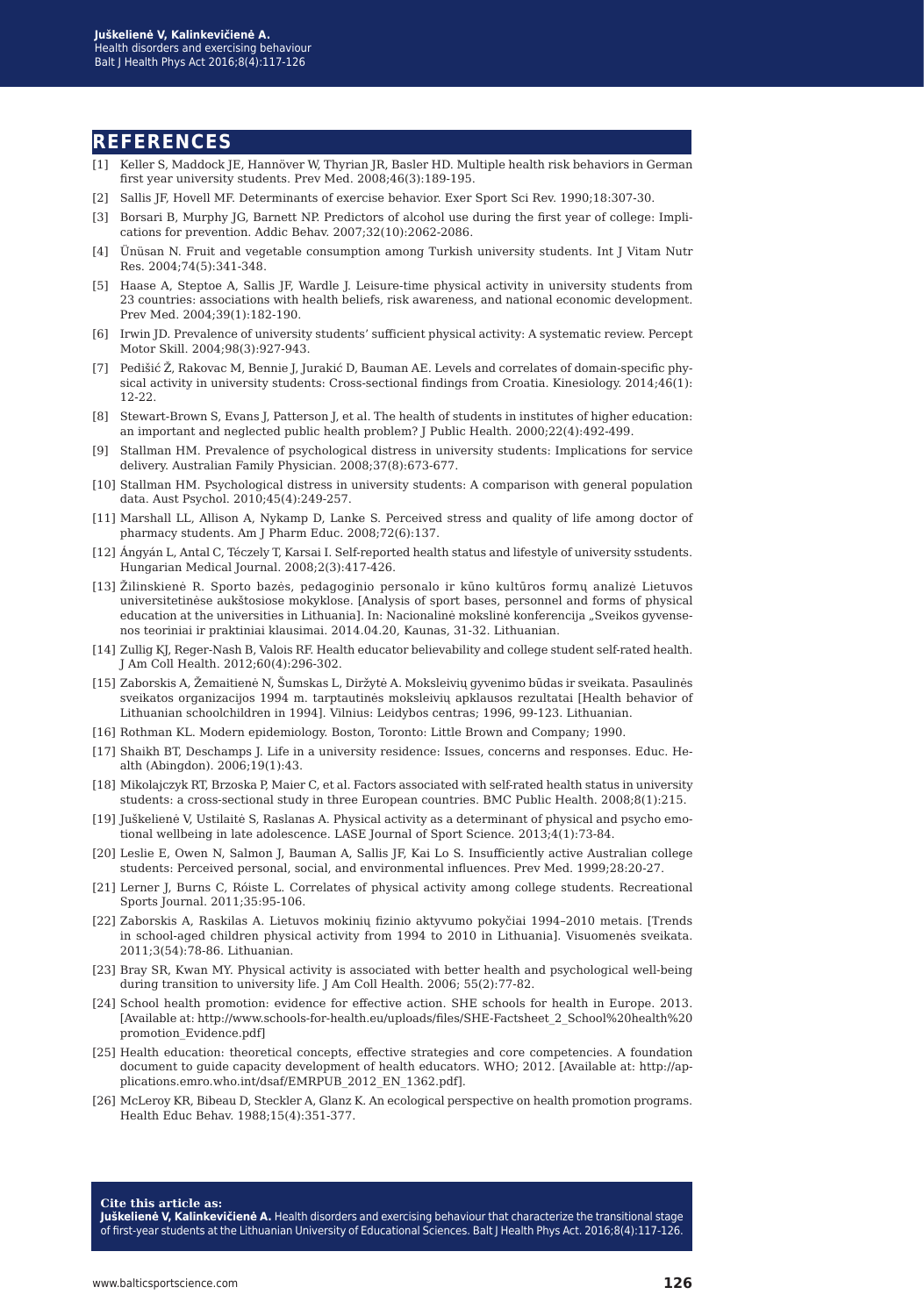## REFERENCES

[1] Keller S, Maddock JE, Hannöver W, Thyrian JR, Basler HD. Multiple health risk behaviors in German first year university students. Prev Med. 2008;46(3):189-195.

[2] Sallis JF, Hovell MF. Determinants of exercise behavior. Exer Sport Sci Rev. 1990;18:307-30.

[3] Borsari B, Murphy JG, Barnett NP. Predictors of alcohol use during the first year of college: Implications for prevention. Addic Behav. 2007;32(10):2062-2086.

[4] Ünüsan N. Fruit and vegetable consumption among Turkish university students. Int J Vitam Nutr Res. 2004;74(5):341-348.

[5] Haase A, Steptoe A, Sallis JF, Wardle J. Leisure-time physical activity in university students from 23 countries: associations with health beliefs, risk awareness, and national economic development. Prev Med. 2004;39(1):182-190.

[6] Irwin JD. Prevalence of university students' sufficient physical activity: A systematic review. Percept Motor Skill. 2004;98(3):927-943.

[7] Pedišić Ž, Rakovac M, Bennie J, Jurakić D, Bauman AE. Levels and correlates of domain-specific physical activity in university students: Cross-sectional findings from Croatia. Kinesiology. 2014;46(1): 12-22.

[8] Stewart-Brown S, Evans J, Patterson J, et al. The health of students in institutes of higher education: an important and neglected public health problem? J Public Health. 2000;22(4):492-499.

[9] Stallman HM. Prevalence of psychological distress in university students: Implications for service delivery. Australian Family Physician. 2008;37(8):673-677.

[10] Stallman HM. Psychological distress in university students: A comparison with general population data. Aust Psychol. 2010;45(4):249-257.

[11] Marshall LL, Allison A, Nykamp D, Lanke S. Perceived stress and quality of life among doctor of pharmacy students. Am J Pharm Educ. 2008;72(6):137.

[12] Ángyán L, Antal C, Téczely T, Karsai I. Self-reported health status and lifestyle of university sstudents. Hungarian Medical Journal. 2008;2(3):417-426.

[13] Žilinskienė R. Sporto bazės, pedagoginio personalo ir kūno kultūros formų analizė Lietuvos universitetinėse aukštosiose mokyklose. [Analysis of sport bases, personnel and forms of physical education at the universities in Lithuania]. In: Nacionalinė mokslinė konferencija „Sveikos gyvensenos teoriniai ir praktiniai klausimai. 2014.04.20, Kaunas, 31-32. Lithuanian.

[14] Zullig KJ, Reger-Nash B, Valois RF. Health educator believability and college student self-rated health. J Am Coll Health. 2012;60(4):296-302.

[15] Zaborskis A, Žemaitienė N, Šumskas L, Diržytė A. Moksleivių gyvenimo būdas ir sveikata. Pasaulinės sveikatos organizacijos 1994 m. tarptautinės moksleivių apklausos rezultatai [Health behavior of Lithuanian schoolchildren in 1994]. Vilnius: Leidybos centras; 1996, 99-123. Lithuanian.

[16] Rothman KL. Modern epidemiology. Boston, Toronto: Little Brown and Company; 1990.

[17] Shaikh BT, Deschamps J. Life in a university residence: Issues, concerns and responses. Educ. Health (Abingdon). 2006;19(1):43.

[18] Mikolajczyk RT, Brzoska P, Maier C, et al. Factors associated with self-rated health status in university students: a cross-sectional study in three European countries. BMC Public Health. 2008;8(1):215.

[19] Juškelienė V, Ustilaitė S, Raslanas A. Physical activity as a determinant of physical and psycho emotional wellbeing in late adolescence. LASE Journal of Sport Science. 2013;4(1):73-84.

[20] Leslie E, Owen N, Salmon J, Bauman A, Sallis JF, Kai Lo S. Insufficiently active Australian college students: Perceived personal, social, and environmental influences. Prev Med. 1999;28:20-27.

[21] Lerner J, Burns C, Róiste L. Correlates of physical activity among college students. Recreational Sports Journal. 2011;35:95-106.

[22] Zaborskis A, Raskilas A. Lietuvos mokinių fizinio aktyvumo pokyčiai 1994–2010 metais. [Trends in school-aged children physical activity from 1994 to 2010 in Lithuania]. Visuomenės sveikata. 2011;3(54):78-86. Lithuanian.

[23] Bray SR, Kwan MY. Physical activity is associated with better health and psychological well-being during transition to university life. J Am Coll Health. 2006; 55(2):77-82.

[24] School health promotion: evidence for effective action. SHE schools for health in Europe. 2013. [Available at: http://www.schools-for-health.eu/uploads/files/SHE-Factsheet_2_School%20health%20promotion_Evidence.pdf]

[25] Health education: theoretical concepts, effective strategies and core competencies. A foundation document to guide capacity development of health educators. WHO; 2012. [Available at: http://applications.emro.who.int/dsaf/EMRPUB_2012_EN_1362.pdf].

[26] McLeroy KR, Bibeau D, Steckler A, Glanz K. An ecological perspective on health promotion programs. Health Educ Behav. 1988;15(4):351-377.

**Cite this article as:**
**Juškelienė V, Kalinkevičienė A.** Health disorders and exercising behaviour that characterize the transitional stage of first-year students at the Lithuanian University of Educational Sciences. Balt J Health Phys Act. 2016;8(4):117-126.